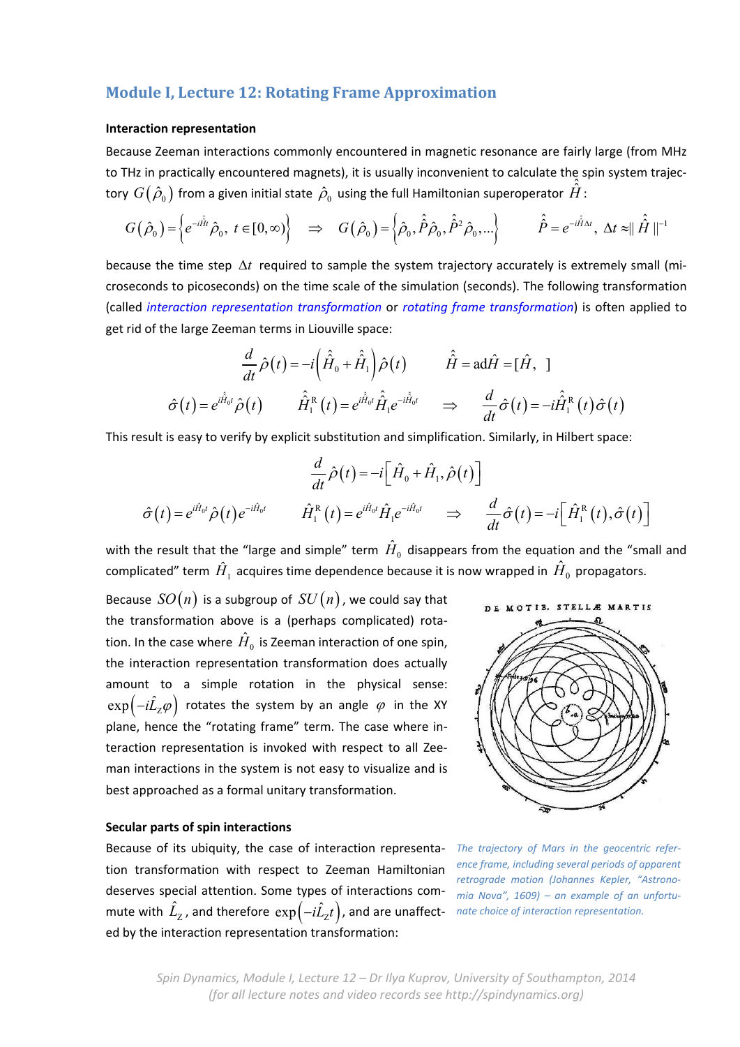## Module I, Lecture 12: Rotating Frame Approximation

### Interaction representation

Because Zeeman interactions commonly encountered in magnetic resonance are fairly large (from MHz to THz in practically encountered magnets), it is usually inconvenient to calculate the spin system trajectory $G(\hat{\rho}_0)$ from a given initial state $\hat{\rho}_0$ using the full Hamiltonian superoperator $\hat{\hat{H}}$:

$$G(\hat{\rho}_0)=\left\{e^{-i\hat{\hat{H}}t}\hat{\rho}_0,\ t\in[0,\infty)\right\} \quad\Rightarrow\quad G(\hat{\rho}_0)=\left\{\hat{\rho}_0,\hat{\hat{P}}\hat{\rho}_0,\hat{\hat{P}}^2\hat{\rho}_0,\ldots\right\} \qquad \hat{\hat{P}}=e^{-i\hat{\hat{H}}\Delta t},\ \Delta t\approx\|\hat{\hat{H}}\|^{-1}$$

because the time step $\Delta t$ required to sample the system trajectory accurately is extremely small (microseconds to picoseconds) on the time scale of the simulation (seconds). The following transformation (called *interaction representation transformation* or *rotating frame transformation*) is often applied to get rid of the large Zeeman terms in Liouville space:

$$\frac{d}{dt}\hat{\rho}(t)=-i\left(\hat{\hat{H}}_0+\hat{\hat{H}}_1\right)\hat{\rho}(t) \qquad \hat{\hat{H}}=\mathrm{ad}\hat{H}=[\hat{H},\ ]$$

$$\hat{\sigma}(t)=e^{i\hat{\hat{H}}_0t}\hat{\rho}(t) \qquad \hat{\hat{H}}_1^{\mathrm{R}}(t)=e^{i\hat{\hat{H}}_0t}\hat{\hat{H}}_1e^{-i\hat{\hat{H}}_0t} \quad\Rightarrow\quad \frac{d}{dt}\hat{\sigma}(t)=-i\hat{\hat{H}}_1^{\mathrm{R}}(t)\hat{\sigma}(t)$$

This result is easy to verify by explicit substitution and simplification. Similarly, in Hilbert space:

$$\frac{d}{dt}\hat{\rho}(t)=-i\left[\hat{H}_0+\hat{H}_1,\hat{\rho}(t)\right]$$

$$\hat{\sigma}(t)=e^{i\hat{H}_0t}\hat{\rho}(t)e^{-i\hat{H}_0t} \qquad \hat{H}_1^{\mathrm{R}}(t)=e^{i\hat{H}_0t}\hat{H}_1e^{-i\hat{H}_0t} \quad\Rightarrow\quad \frac{d}{dt}\hat{\sigma}(t)=-i\left[\hat{H}_1^{\mathrm{R}}(t),\hat{\sigma}(t)\right]$$

with the result that the "large and simple" term $\hat{H}_0$ disappears from the equation and the "small and complicated" term $\hat{H}_1$ acquires time dependence because it is now wrapped in $\hat{H}_0$ propagators.

Because $SO(n)$ is a subgroup of $SU(n)$, we could say that the transformation above is a (perhaps complicated) rotation. In the case where $\hat{H}_0$ is Zeeman interaction of one spin, the interaction representation transformation does actually amount to a simple rotation in the physical sense: $\exp(-i\hat{L}_Z\varphi)$ rotates the system by an angle $\varphi$ in the XY plane, hence the "rotating frame" term. The case where interaction representation is invoked with respect to all Zeeman interactions in the system is not easy to visualize and is best approached as a formal unitary transformation.

*The trajectory of Mars in the geocentric reference frame, including several periods of apparent retrograde motion (Johannes Kepler, "Astronomia Nova", 1609) – an example of an unfortunate choice of interaction representation.*

### Secular parts of spin interactions

Because of its ubiquity, the case of interaction representation transformation with respect to Zeeman Hamiltonian deserves special attention. Some types of interactions commute with $\hat{L}_Z$, and therefore $\exp(-i\hat{L}_Zt)$, and are unaffected by the interaction representation transformation: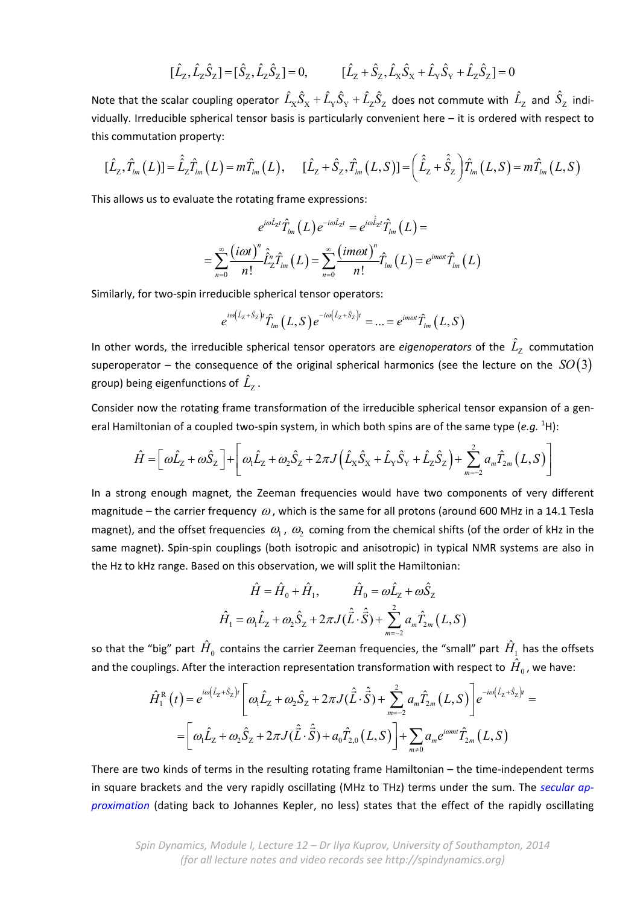$$[\hat{L}_Z, \hat{L}_Z \hat{S}_Z] = [\hat{S}_Z, \hat{L}_Z \hat{S}_Z] = 0, \qquad [\hat{L}_Z + \hat{S}_Z, \hat{L}_X \hat{S}_X + \hat{L}_Y \hat{S}_Y + \hat{L}_Z \hat{S}_Z] = 0$$

Note that the scalar coupling operator $\hat{L}_X \hat{S}_X + \hat{L}_Y \hat{S}_Y + \hat{L}_Z \hat{S}_Z$ does not commute with $\hat{L}_Z$ and $\hat{S}_Z$ individually. Irreducible spherical tensor basis is particularly convenient here – it is ordered with respect to this commutation property:

$$[\hat{L}_Z, \hat{T}_{lm}(L)] = \hat{\hat{L}}_Z \hat{T}_{lm}(L) = m \hat{T}_{lm}(L), \qquad [\hat{L}_Z + \hat{S}_Z, \hat{T}_{lm}(L,S)] = \left(\hat{\hat{L}}_Z + \hat{\hat{S}}_Z\right) \hat{T}_{lm}(L,S) = m \hat{T}_{lm}(L,S)$$

This allows us to evaluate the rotating frame expressions:

$$e^{i\omega \hat{L}_Z t} \hat{T}_{lm}(L) e^{-i\omega \hat{L}_Z t} = e^{i\omega \hat{\hat{L}}_Z t} \hat{T}_{lm}(L) =$$

$$= \sum_{n=0}^{\infty} \frac{(i\omega t)^n}{n!} \hat{\hat{L}}_Z^n \hat{T}_{lm}(L) = \sum_{n=0}^{\infty} \frac{(im\omega t)^n}{n!} \hat{T}_{lm}(L) = e^{im\omega t} \hat{T}_{lm}(L)$$

Similarly, for two-spin irreducible spherical tensor operators:

$$e^{i\omega(\hat{L}_Z + \hat{S}_Z)t} \hat{T}_{lm}(L,S) e^{-i\omega(\hat{L}_Z + \hat{S}_Z)t} = \ldots = e^{im\omega t} \hat{T}_{lm}(L,S)$$

In other words, the irreducible spherical tensor operators are *eigenoperators* of the $\hat{L}_Z$ commutation superoperator – the consequence of the original spherical harmonics (see the lecture on the $SO(3)$ group) being eigenfunctions of $\hat{L}_Z$.

Consider now the rotating frame transformation of the irreducible spherical tensor expansion of a general Hamiltonian of a coupled two-spin system, in which both spins are of the same type (*e.g.* $^{1}$H):

$$\hat{H} = \left[\omega \hat{L}_Z + \omega \hat{S}_Z\right] + \left[\omega_1 \hat{L}_Z + \omega_2 \hat{S}_Z + 2\pi J\left(\hat{L}_X \hat{S}_X + \hat{L}_Y \hat{S}_Y + \hat{L}_Z \hat{S}_Z\right) + \sum_{m=-2}^{2} a_m \hat{T}_{2m}(L,S)\right]$$

In a strong enough magnet, the Zeeman frequencies would have two components of very different magnitude – the carrier frequency $\omega$, which is the same for all protons (around 600 MHz in a 14.1 Tesla magnet), and the offset frequencies $\omega_1$, $\omega_2$ coming from the chemical shifts (of the order of kHz in the same magnet). Spin-spin couplings (both isotropic and anisotropic) in typical NMR systems are also in the Hz to kHz range. Based on this observation, we will split the Hamiltonian:

$$\hat{H} = \hat{H}_0 + \hat{H}_1, \qquad \hat{H}_0 = \omega \hat{L}_Z + \omega \hat{S}_Z$$

$$\hat{H}_1 = \omega_1 \hat{L}_Z + \omega_2 \hat{S}_Z + 2\pi J(\hat{\vec{L}} \cdot \hat{\vec{S}}) + \sum_{m=-2}^{2} a_m \hat{T}_{2m}(L,S)$$

so that the "big" part $\hat{H}_0$ contains the carrier Zeeman frequencies, the "small" part $\hat{H}_1$ has the offsets and the couplings. After the interaction representation transformation with respect to $\hat{H}_0$, we have:

$$\hat{H}_1^{\mathrm{R}}(t) = e^{i\omega(\hat{L}_Z + \hat{S}_Z)t} \left[\omega_1 \hat{L}_Z + \omega_2 \hat{S}_Z + 2\pi J(\hat{\vec{L}} \cdot \hat{\vec{S}}) + \sum_{m=-2}^{2} a_m \hat{T}_{2m}(L,S)\right] e^{-i\omega(\hat{L}_Z + \hat{S}_Z)t} =$$

$$= \left[\omega_1 \hat{L}_Z + \omega_2 \hat{S}_Z + 2\pi J(\hat{\vec{L}} \cdot \hat{\vec{S}}) + a_0 \hat{T}_{2,0}(L,S)\right] + \sum_{m \neq 0} a_m e^{i\omega m t} \hat{T}_{2m}(L,S)$$

There are two kinds of terms in the resulting rotating frame Hamiltonian – the time-independent terms in square brackets and the very rapidly oscillating (MHz to THz) terms under the sum. The *secular approximation* (dating back to Johannes Kepler, no less) states that the effect of the rapidly oscillating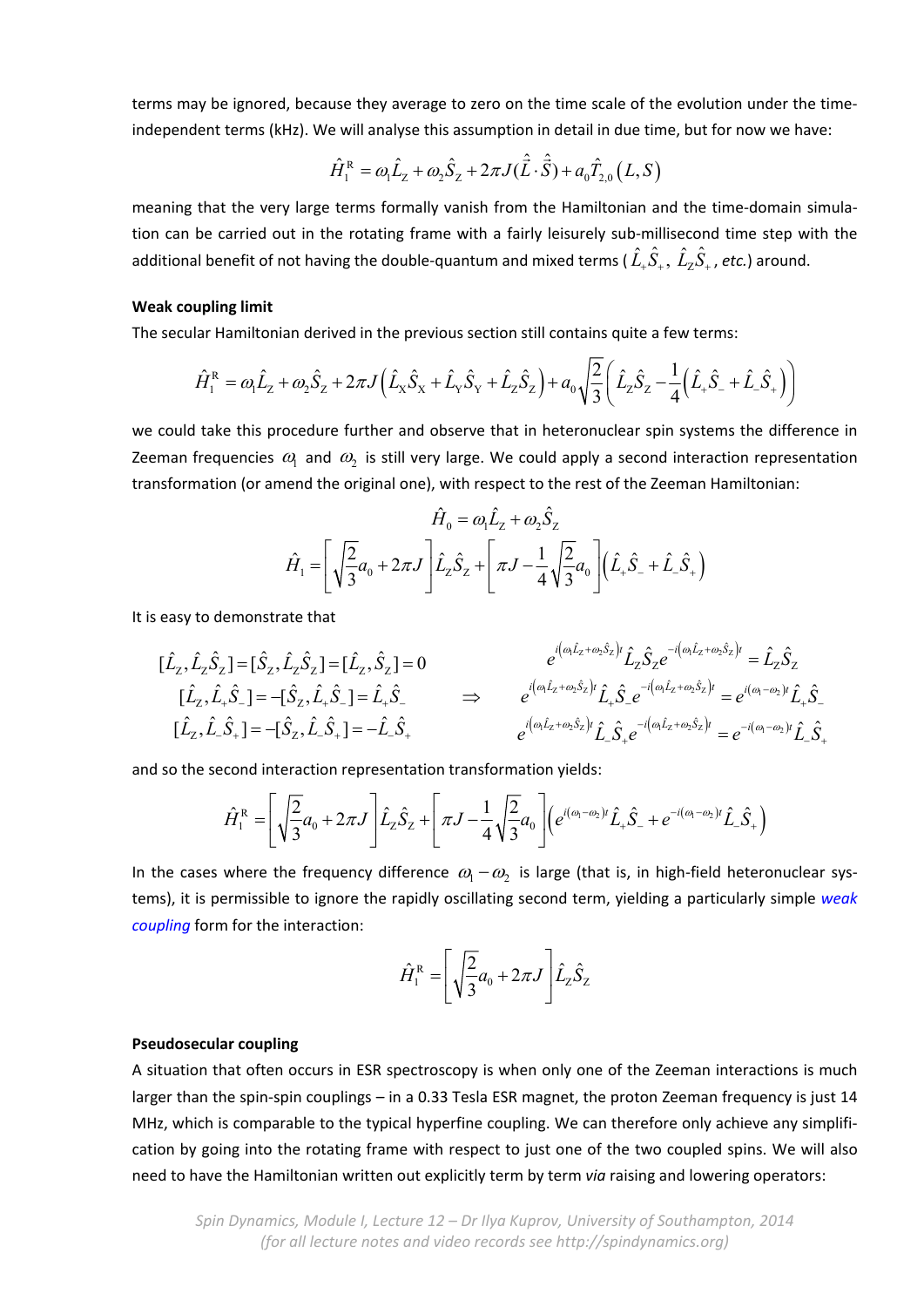terms may be ignored, because they average to zero on the time scale of the evolution under the time-independent terms (kHz). We will analyse this assumption in detail in due time, but for now we have:

$$\hat{H}_1^{\mathrm{R}} = \omega_1 \hat{L}_{\mathrm{Z}} + \omega_2 \hat{S}_{\mathrm{Z}} + 2\pi J(\hat{\vec{L}} \cdot \hat{\vec{S}}) + a_0 \hat{T}_{2,0}(L,S)$$

meaning that the very large terms formally vanish from the Hamiltonian and the time-domain simulation can be carried out in the rotating frame with a fairly leisurely sub-millisecond time step with the additional benefit of not having the double-quantum and mixed terms ( $\hat{L}_+\hat{S}_+$, $\hat{L}_{\mathrm{Z}}\hat{S}_+$, *etc.*) around.

**Weak coupling limit**

The secular Hamiltonian derived in the previous section still contains quite a few terms:

$$\hat{H}_1^{\mathrm{R}} = \omega_1 \hat{L}_{\mathrm{Z}} + \omega_2 \hat{S}_{\mathrm{Z}} + 2\pi J\left(\hat{L}_{\mathrm{X}}\hat{S}_{\mathrm{X}} + \hat{L}_{\mathrm{Y}}\hat{S}_{\mathrm{Y}} + \hat{L}_{\mathrm{Z}}\hat{S}_{\mathrm{Z}}\right) + a_0\sqrt{\frac{2}{3}}\left(\hat{L}_{\mathrm{Z}}\hat{S}_{\mathrm{Z}} - \frac{1}{4}\left(\hat{L}_+\hat{S}_- + \hat{L}_-\hat{S}_+\right)\right)$$

we could take this procedure further and observe that in heteronuclear spin systems the difference in Zeeman frequencies $\omega_1$ and $\omega_2$ is still very large. We could apply a second interaction representation transformation (or amend the original one), with respect to the rest of the Zeeman Hamiltonian:

$$\hat{H}_0 = \omega_1 \hat{L}_{\mathrm{Z}} + \omega_2 \hat{S}_{\mathrm{Z}}$$

$$\hat{H}_1 = \left[\sqrt{\frac{2}{3}}a_0 + 2\pi J\right]\hat{L}_{\mathrm{Z}}\hat{S}_{\mathrm{Z}} + \left[\pi J - \frac{1}{4}\sqrt{\frac{2}{3}}a_0\right]\left(\hat{L}_+\hat{S}_- + \hat{L}_-\hat{S}_+\right)$$

It is easy to demonstrate that

$$\begin{aligned}
[\hat{L}_{\mathrm{Z}}, \hat{L}_{\mathrm{Z}}\hat{S}_{\mathrm{Z}}] = [\hat{S}_{\mathrm{Z}}, \hat{L}_{\mathrm{Z}}\hat{S}_{\mathrm{Z}}] = [\hat{L}_{\mathrm{Z}}, \hat{S}_{\mathrm{Z}}] = 0 \\
[\hat{L}_{\mathrm{Z}}, \hat{L}_+\hat{S}_-] = -[\hat{S}_{\mathrm{Z}}, \hat{L}_+\hat{S}_-] = \hat{L}_+\hat{S}_- \\
[\hat{L}_{\mathrm{Z}}, \hat{L}_-\hat{S}_+] = -[\hat{S}_{\mathrm{Z}}, \hat{L}_-\hat{S}_+] = -\hat{L}_-\hat{S}_+
\end{aligned}
\quad\Rightarrow\quad
\begin{aligned}
e^{i\left(\omega_1\hat{L}_{\mathrm{Z}} + \omega_2\hat{S}_{\mathrm{Z}}\right)t}\hat{L}_{\mathrm{Z}}\hat{S}_{\mathrm{Z}}e^{-i\left(\omega_1\hat{L}_{\mathrm{Z}} + \omega_2\hat{S}_{\mathrm{Z}}\right)t} &= \hat{L}_{\mathrm{Z}}\hat{S}_{\mathrm{Z}} \\
e^{i\left(\omega_1\hat{L}_{\mathrm{Z}} + \omega_2\hat{S}_{\mathrm{Z}}\right)t}\hat{L}_+\hat{S}_-e^{-i\left(\omega_1\hat{L}_{\mathrm{Z}} + \omega_2\hat{S}_{\mathrm{Z}}\right)t} &= e^{i(\omega_1 - \omega_2)t}\hat{L}_+\hat{S}_- \\
e^{i\left(\omega_1\hat{L}_{\mathrm{Z}} + \omega_2\hat{S}_{\mathrm{Z}}\right)t}\hat{L}_-\hat{S}_+e^{-i\left(\omega_1\hat{L}_{\mathrm{Z}} + \omega_2\hat{S}_{\mathrm{Z}}\right)t} &= e^{-i(\omega_1 - \omega_2)t}\hat{L}_-\hat{S}_+
\end{aligned}$$

and so the second interaction representation transformation yields:

$$\hat{H}_1^{\mathrm{R}} = \left[\sqrt{\frac{2}{3}}a_0 + 2\pi J\right]\hat{L}_{\mathrm{Z}}\hat{S}_{\mathrm{Z}} + \left[\pi J - \frac{1}{4}\sqrt{\frac{2}{3}}a_0\right]\left(e^{i(\omega_1 - \omega_2)t}\hat{L}_+\hat{S}_- + e^{-i(\omega_1 - \omega_2)t}\hat{L}_-\hat{S}_+\right)$$

In the cases where the frequency difference $\omega_1 - \omega_2$ is large (that is, in high-field heteronuclear systems), it is permissible to ignore the rapidly oscillating second term, yielding a particularly simple *weak coupling* form for the interaction:

$$\hat{H}_1^{\mathrm{R}} = \left[\sqrt{\frac{2}{3}}a_0 + 2\pi J\right]\hat{L}_{\mathrm{Z}}\hat{S}_{\mathrm{Z}}$$

**Pseudosecular coupling**

A situation that often occurs in ESR spectroscopy is when only one of the Zeeman interactions is much larger than the spin-spin couplings – in a 0.33 Tesla ESR magnet, the proton Zeeman frequency is just 14 MHz, which is comparable to the typical hyperfine coupling. We can therefore only achieve any simplification by going into the rotating frame with respect to just one of the two coupled spins. We will also need to have the Hamiltonian written out explicitly term by term *via* raising and lowering operators: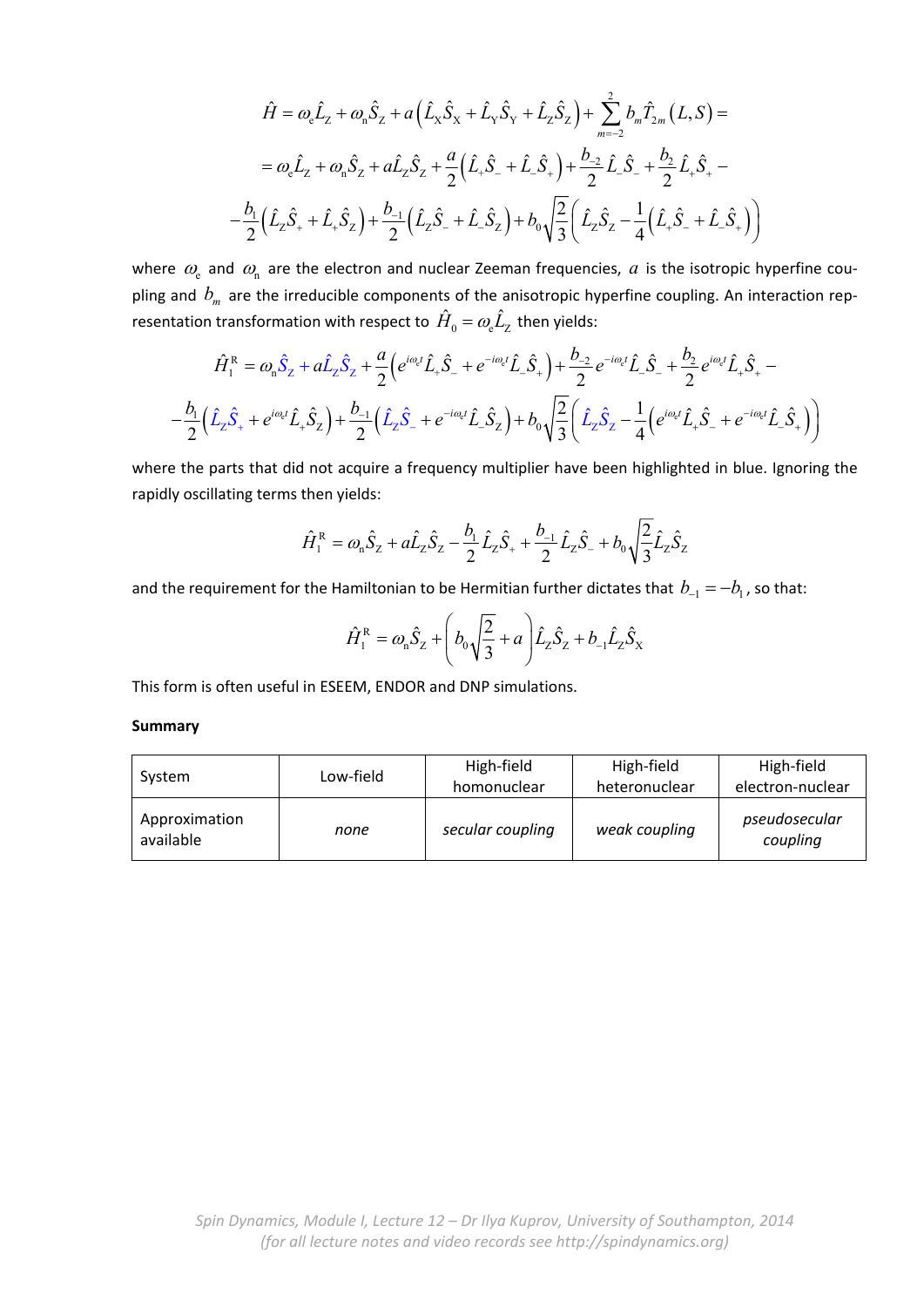$$\hat{H} = \omega_{\mathrm{e}}\hat{L}_{\mathrm{Z}} + \omega_{\mathrm{n}}\hat{S}_{\mathrm{Z}} + a\left(\hat{L}_{\mathrm{X}}\hat{S}_{\mathrm{X}} + \hat{L}_{\mathrm{Y}}\hat{S}_{\mathrm{Y}} + \hat{L}_{\mathrm{Z}}\hat{S}_{\mathrm{Z}}\right) + \sum_{m=-2}^{2} b_m \hat{T}_{2m}(L,S) =$$

$$= \omega_{\mathrm{e}}\hat{L}_{\mathrm{Z}} + \omega_{\mathrm{n}}\hat{S}_{\mathrm{Z}} + a\hat{L}_{\mathrm{Z}}\hat{S}_{\mathrm{Z}} + \frac{a}{2}\left(\hat{L}_{+}\hat{S}_{-} + \hat{L}_{-}\hat{S}_{+}\right) + \frac{b_{-2}}{2}\hat{L}_{-}\hat{S}_{-} + \frac{b_{2}}{2}\hat{L}_{+}\hat{S}_{+} -$$

$$-\frac{b_1}{2}\left(\hat{L}_{\mathrm{Z}}\hat{S}_{+} + \hat{L}_{+}\hat{S}_{\mathrm{Z}}\right) + \frac{b_{-1}}{2}\left(\hat{L}_{\mathrm{Z}}\hat{S}_{-} + \hat{L}_{-}\hat{S}_{\mathrm{Z}}\right) + b_0\sqrt{\frac{2}{3}}\left(\hat{L}_{\mathrm{Z}}\hat{S}_{\mathrm{Z}} - \frac{1}{4}\left(\hat{L}_{+}\hat{S}_{-} + \hat{L}_{-}\hat{S}_{+}\right)\right)$$

where $\omega_{\mathrm{e}}$ and $\omega_{\mathrm{n}}$ are the electron and nuclear Zeeman frequencies, $a$ is the isotropic hyperfine coupling and $b_m$ are the irreducible components of the anisotropic hyperfine coupling. An interaction representation transformation with respect to $\hat{H}_0 = \omega_{\mathrm{e}}\hat{L}_{\mathrm{Z}}$ then yields:

$$\hat{H}_1^{\mathrm{R}} = \omega_{\mathrm{n}}\hat{S}_{\mathrm{Z}} + a\hat{L}_{\mathrm{Z}}\hat{S}_{\mathrm{Z}} + \frac{a}{2}\left(e^{i\omega_{\mathrm{e}}t}\hat{L}_{+}\hat{S}_{-} + e^{-i\omega_{\mathrm{e}}t}\hat{L}_{-}\hat{S}_{+}\right) + \frac{b_{-2}}{2}e^{-i\omega_{\mathrm{e}}t}\hat{L}_{-}\hat{S}_{-} + \frac{b_{2}}{2}e^{i\omega_{\mathrm{e}}t}\hat{L}_{+}\hat{S}_{+} -$$

$$-\frac{b_1}{2}\left(\hat{L}_{\mathrm{Z}}\hat{S}_{+} + e^{i\omega_{\mathrm{e}}t}\hat{L}_{+}\hat{S}_{\mathrm{Z}}\right) + \frac{b_{-1}}{2}\left(\hat{L}_{\mathrm{Z}}\hat{S}_{-} + e^{-i\omega_{\mathrm{e}}t}\hat{L}_{-}\hat{S}_{\mathrm{Z}}\right) + b_0\sqrt{\frac{2}{3}}\left(\hat{L}_{\mathrm{Z}}\hat{S}_{\mathrm{Z}} - \frac{1}{4}\left(e^{i\omega_{\mathrm{e}}t}\hat{L}_{+}\hat{S}_{-} + e^{-i\omega_{\mathrm{e}}t}\hat{L}_{-}\hat{S}_{+}\right)\right)$$

where the parts that did not acquire a frequency multiplier have been highlighted in blue. Ignoring the rapidly oscillating terms then yields:

$$\hat{H}_1^{\mathrm{R}} = \omega_{\mathrm{n}}\hat{S}_{\mathrm{Z}} + a\hat{L}_{\mathrm{Z}}\hat{S}_{\mathrm{Z}} - \frac{b_1}{2}\hat{L}_{\mathrm{Z}}\hat{S}_{+} + \frac{b_{-1}}{2}\hat{L}_{\mathrm{Z}}\hat{S}_{-} + b_0\sqrt{\frac{2}{3}}\hat{L}_{\mathrm{Z}}\hat{S}_{\mathrm{Z}}$$

and the requirement for the Hamiltonian to be Hermitian further dictates that $b_{-1} = -b_1$, so that:

$$\hat{H}_1^{\mathrm{R}} = \omega_{\mathrm{n}}\hat{S}_{\mathrm{Z}} + \left(b_0\sqrt{\frac{2}{3}} + a\right)\hat{L}_{\mathrm{Z}}\hat{S}_{\mathrm{Z}} + b_{-1}\hat{L}_{\mathrm{Z}}\hat{S}_{\mathrm{X}}$$

This form is often useful in ESEEM, ENDOR and DNP simulations.

**Summary**

| System | Low-field | High-field homonuclear | High-field heteronuclear | High-field electron-nuclear |
|---|---|---|---|---|
| Approximation available | *none* | *secular coupling* | *weak coupling* | *pseudosecular coupling* |